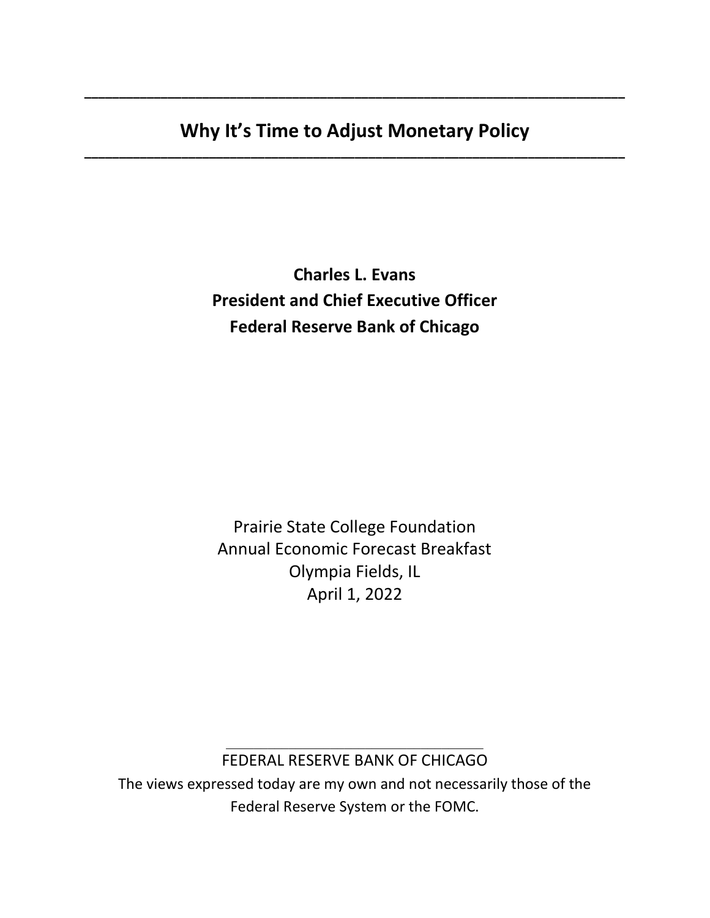# Why It's Time to Adjust Monetary Policy

**Charles L. Evans**
**President and Chief Executive Officer**
**Federal Reserve Bank of Chicago**

Prairie State College Foundation
Annual Economic Forecast Breakfast
Olympia Fields, IL
April 1, 2022

FEDERAL RESERVE BANK OF CHICAGO

The views expressed today are my own and not necessarily those of the Federal Reserve System or the FOMC.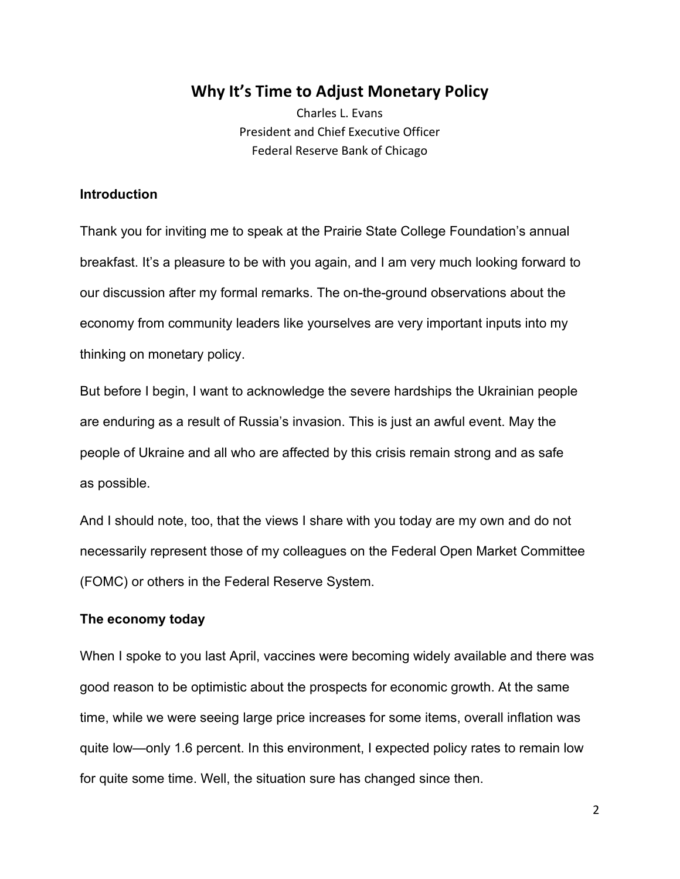# Why It's Time to Adjust Monetary Policy

Charles L. Evans
President and Chief Executive Officer
Federal Reserve Bank of Chicago

### Introduction

Thank you for inviting me to speak at the Prairie State College Foundation's annual breakfast. It's a pleasure to be with you again, and I am very much looking forward to our discussion after my formal remarks. The on-the-ground observations about the economy from community leaders like yourselves are very important inputs into my thinking on monetary policy.

But before I begin, I want to acknowledge the severe hardships the Ukrainian people are enduring as a result of Russia's invasion. This is just an awful event. May the people of Ukraine and all who are affected by this crisis remain strong and as safe as possible.

And I should note, too, that the views I share with you today are my own and do not necessarily represent those of my colleagues on the Federal Open Market Committee (FOMC) or others in the Federal Reserve System.

### The economy today

When I spoke to you last April, vaccines were becoming widely available and there was good reason to be optimistic about the prospects for economic growth. At the same time, while we were seeing large price increases for some items, overall inflation was quite low—only 1.6 percent. In this environment, I expected policy rates to remain low for quite some time. Well, the situation sure has changed since then.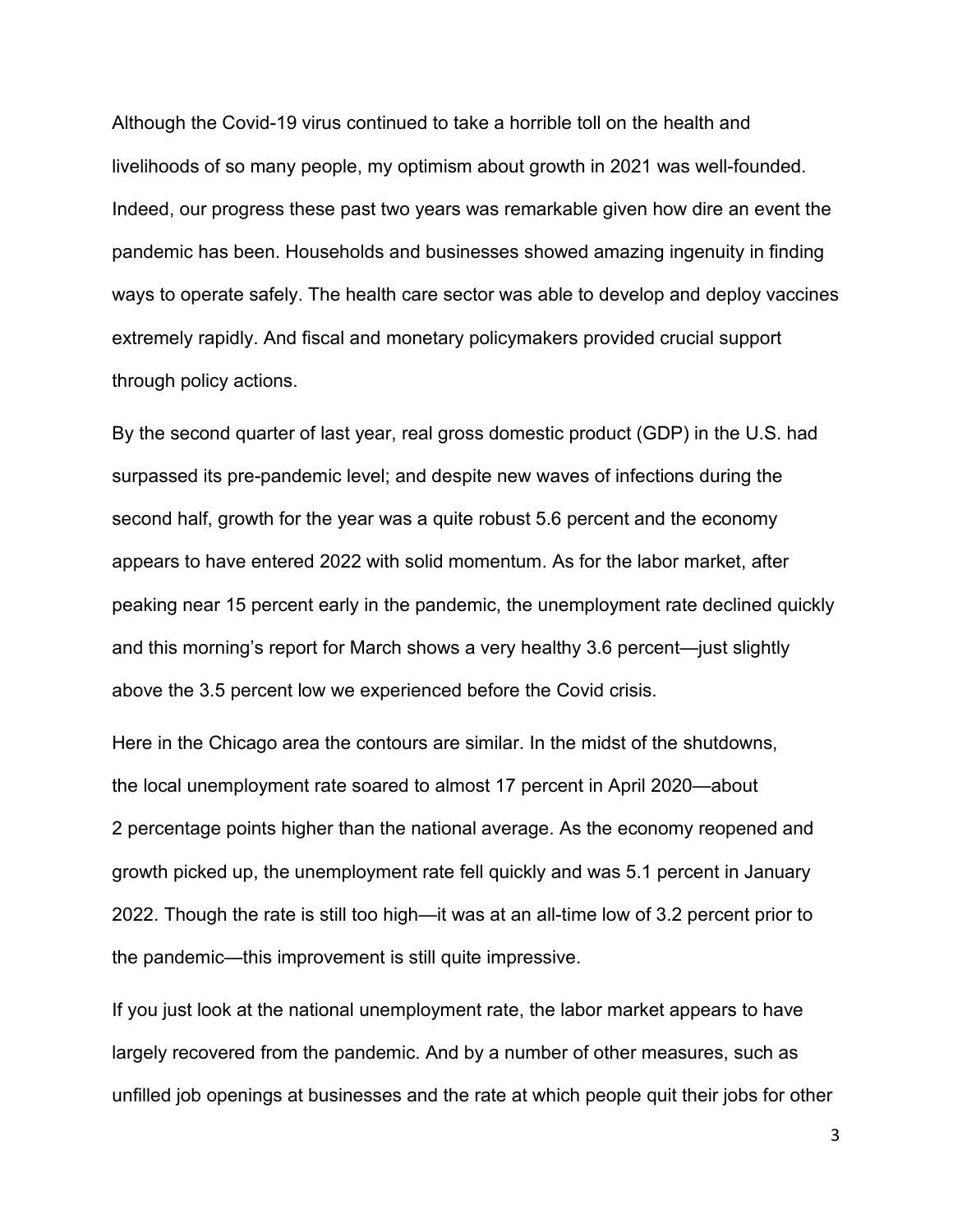Although the Covid-19 virus continued to take a horrible toll on the health and livelihoods of so many people, my optimism about growth in 2021 was well-founded. Indeed, our progress these past two years was remarkable given how dire an event the pandemic has been. Households and businesses showed amazing ingenuity in finding ways to operate safely. The health care sector was able to develop and deploy vaccines extremely rapidly. And fiscal and monetary policymakers provided crucial support through policy actions.

By the second quarter of last year, real gross domestic product (GDP) in the U.S. had surpassed its pre-pandemic level; and despite new waves of infections during the second half, growth for the year was a quite robust 5.6 percent and the economy appears to have entered 2022 with solid momentum. As for the labor market, after peaking near 15 percent early in the pandemic, the unemployment rate declined quickly and this morning's report for March shows a very healthy 3.6 percent—just slightly above the 3.5 percent low we experienced before the Covid crisis.

Here in the Chicago area the contours are similar. In the midst of the shutdowns, the local unemployment rate soared to almost 17 percent in April 2020—about 2 percentage points higher than the national average. As the economy reopened and growth picked up, the unemployment rate fell quickly and was 5.1 percent in January 2022. Though the rate is still too high—it was at an all-time low of 3.2 percent prior to the pandemic—this improvement is still quite impressive.

If you just look at the national unemployment rate, the labor market appears to have largely recovered from the pandemic. And by a number of other measures, such as unfilled job openings at businesses and the rate at which people quit their jobs for other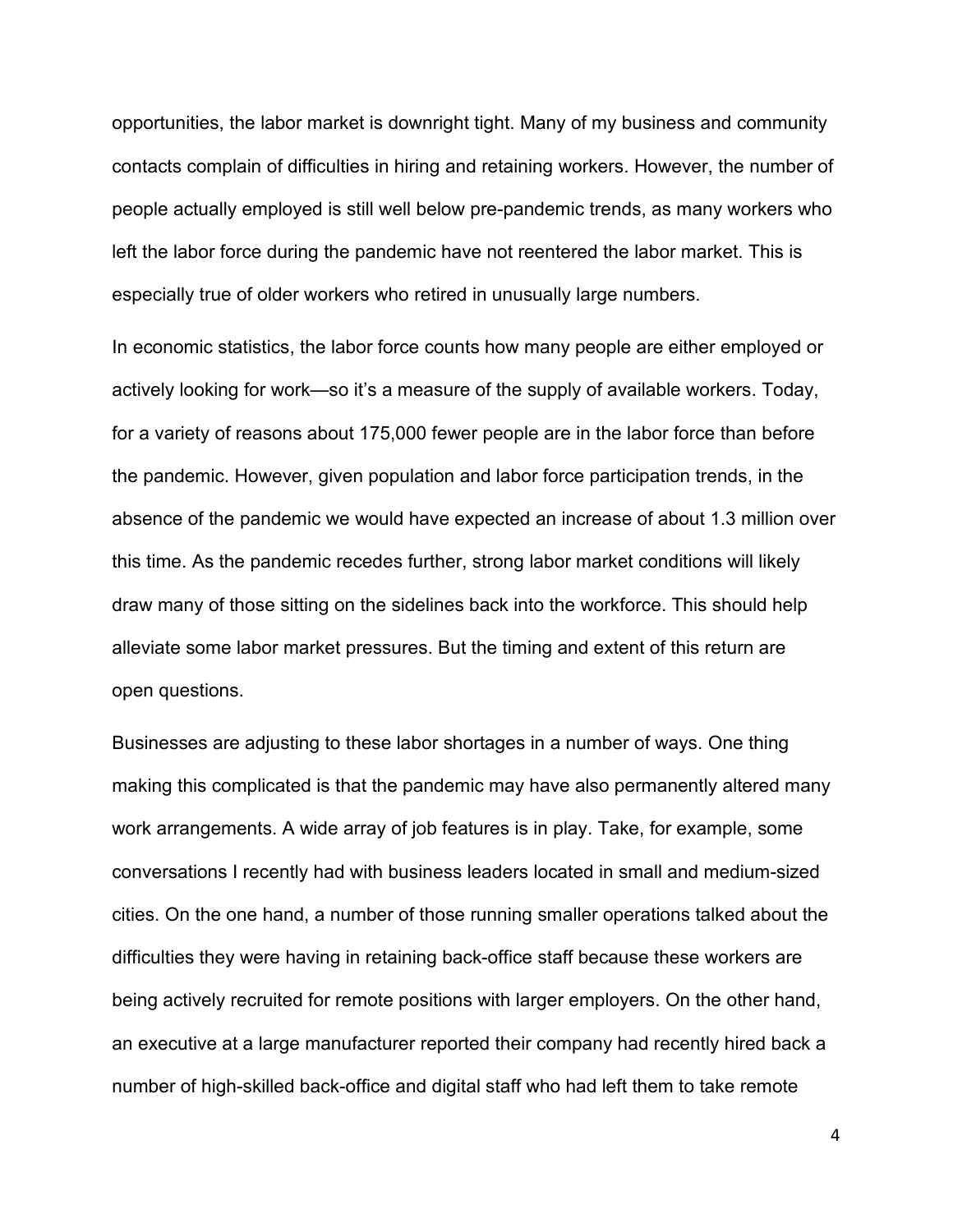opportunities, the labor market is downright tight. Many of my business and community contacts complain of difficulties in hiring and retaining workers. However, the number of people actually employed is still well below pre-pandemic trends, as many workers who left the labor force during the pandemic have not reentered the labor market. This is especially true of older workers who retired in unusually large numbers.

In economic statistics, the labor force counts how many people are either employed or actively looking for work—so it's a measure of the supply of available workers. Today, for a variety of reasons about 175,000 fewer people are in the labor force than before the pandemic. However, given population and labor force participation trends, in the absence of the pandemic we would have expected an increase of about 1.3 million over this time. As the pandemic recedes further, strong labor market conditions will likely draw many of those sitting on the sidelines back into the workforce. This should help alleviate some labor market pressures. But the timing and extent of this return are open questions.

Businesses are adjusting to these labor shortages in a number of ways. One thing making this complicated is that the pandemic may have also permanently altered many work arrangements. A wide array of job features is in play. Take, for example, some conversations I recently had with business leaders located in small and medium-sized cities. On the one hand, a number of those running smaller operations talked about the difficulties they were having in retaining back-office staff because these workers are being actively recruited for remote positions with larger employers. On the other hand, an executive at a large manufacturer reported their company had recently hired back a number of high-skilled back-office and digital staff who had left them to take remote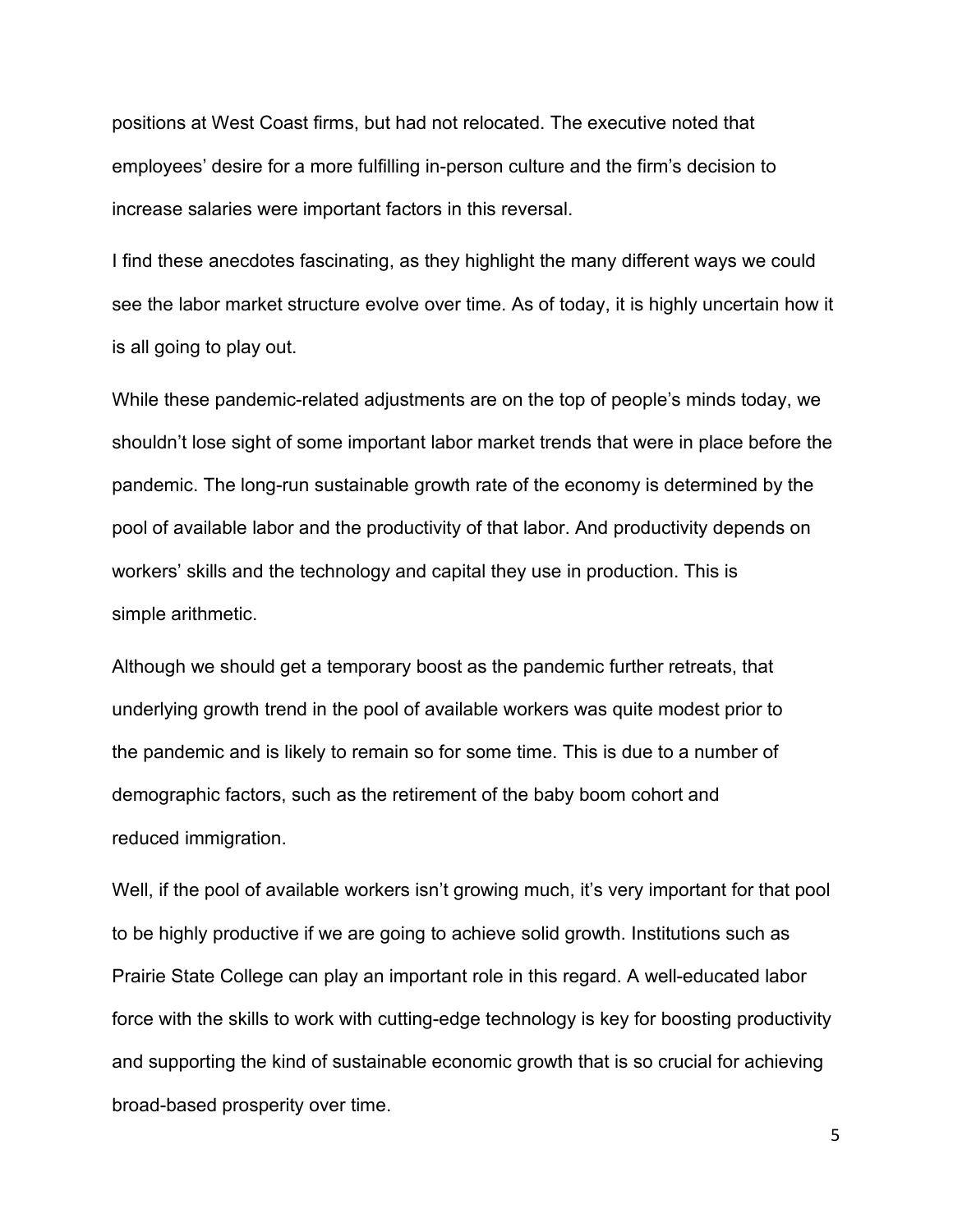positions at West Coast firms, but had not relocated. The executive noted that employees' desire for a more fulfilling in-person culture and the firm's decision to increase salaries were important factors in this reversal.

I find these anecdotes fascinating, as they highlight the many different ways we could see the labor market structure evolve over time. As of today, it is highly uncertain how it is all going to play out.

While these pandemic-related adjustments are on the top of people's minds today, we shouldn't lose sight of some important labor market trends that were in place before the pandemic. The long-run sustainable growth rate of the economy is determined by the pool of available labor and the productivity of that labor. And productivity depends on workers' skills and the technology and capital they use in production. This is simple arithmetic.

Although we should get a temporary boost as the pandemic further retreats, that underlying growth trend in the pool of available workers was quite modest prior to the pandemic and is likely to remain so for some time. This is due to a number of demographic factors, such as the retirement of the baby boom cohort and reduced immigration.

Well, if the pool of available workers isn't growing much, it's very important for that pool to be highly productive if we are going to achieve solid growth. Institutions such as Prairie State College can play an important role in this regard. A well-educated labor force with the skills to work with cutting-edge technology is key for boosting productivity and supporting the kind of sustainable economic growth that is so crucial for achieving broad-based prosperity over time.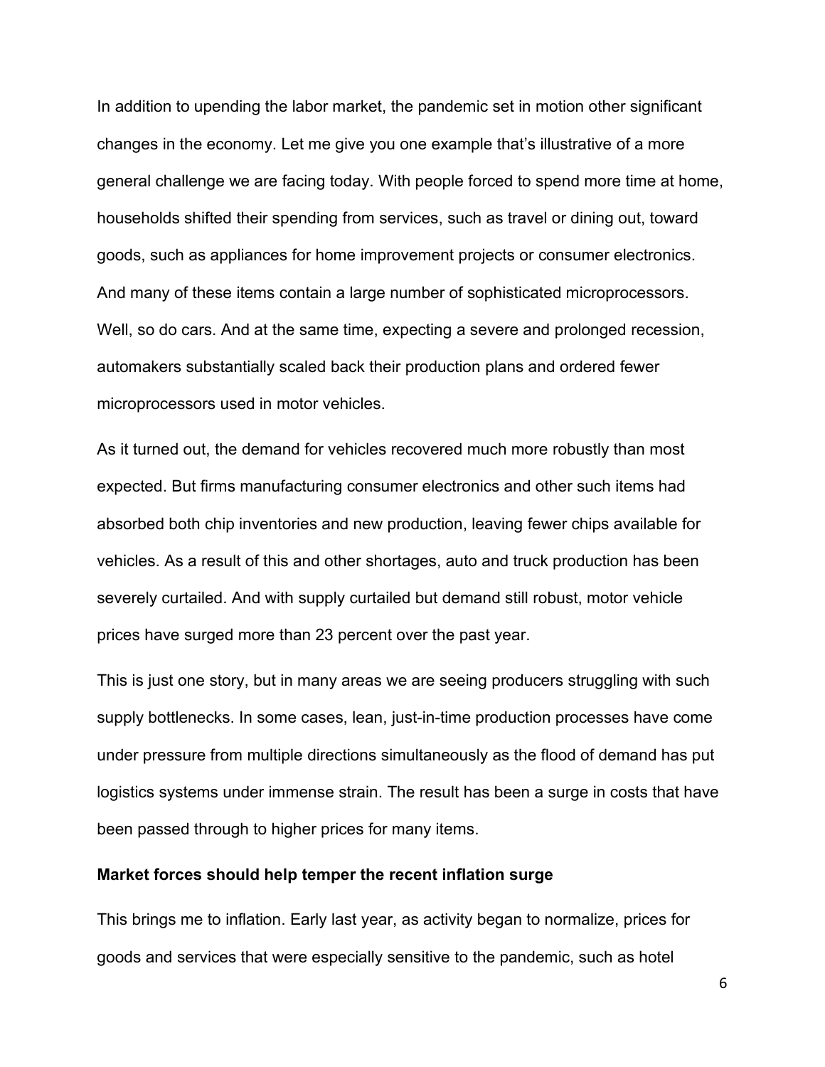In addition to upending the labor market, the pandemic set in motion other significant changes in the economy. Let me give you one example that's illustrative of a more general challenge we are facing today. With people forced to spend more time at home, households shifted their spending from services, such as travel or dining out, toward goods, such as appliances for home improvement projects or consumer electronics. And many of these items contain a large number of sophisticated microprocessors. Well, so do cars. And at the same time, expecting a severe and prolonged recession, automakers substantially scaled back their production plans and ordered fewer microprocessors used in motor vehicles.

As it turned out, the demand for vehicles recovered much more robustly than most expected. But firms manufacturing consumer electronics and other such items had absorbed both chip inventories and new production, leaving fewer chips available for vehicles. As a result of this and other shortages, auto and truck production has been severely curtailed. And with supply curtailed but demand still robust, motor vehicle prices have surged more than 23 percent over the past year.

This is just one story, but in many areas we are seeing producers struggling with such supply bottlenecks. In some cases, lean, just-in-time production processes have come under pressure from multiple directions simultaneously as the flood of demand has put logistics systems under immense strain. The result has been a surge in costs that have been passed through to higher prices for many items.

**Market forces should help temper the recent inflation surge**

This brings me to inflation. Early last year, as activity began to normalize, prices for goods and services that were especially sensitive to the pandemic, such as hotel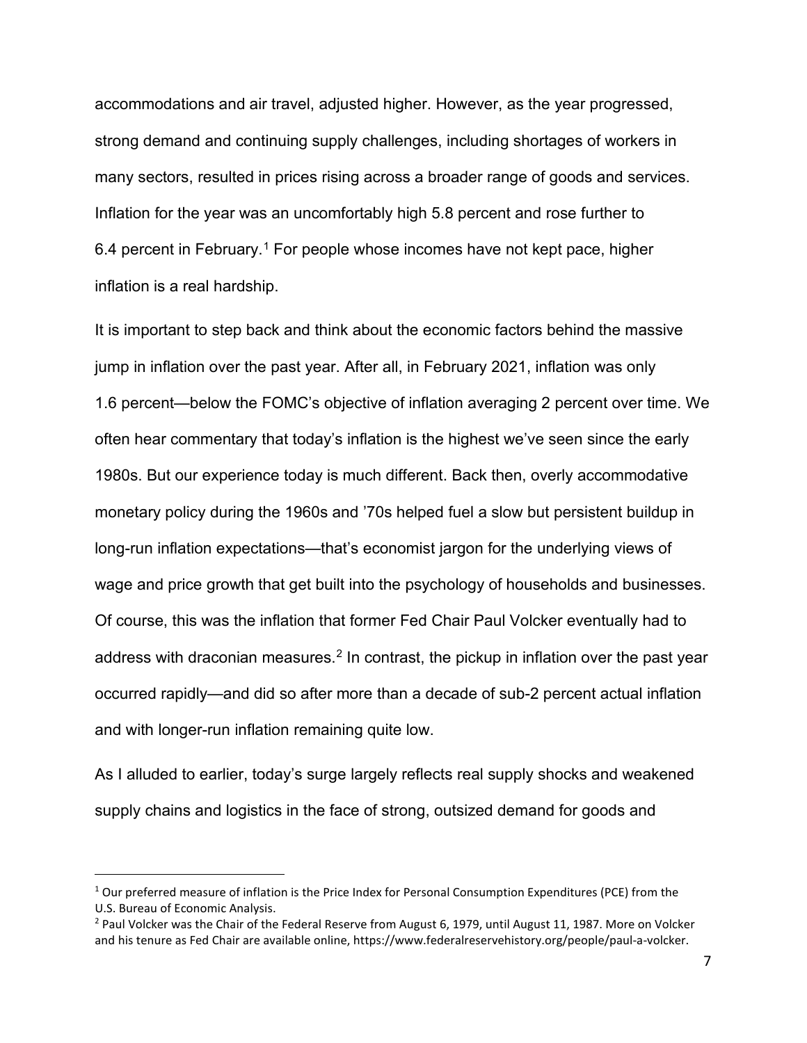accommodations and air travel, adjusted higher. However, as the year progressed, strong demand and continuing supply challenges, including shortages of workers in many sectors, resulted in prices rising across a broader range of goods and services. Inflation for the year was an uncomfortably high 5.8 percent and rose further to 6.4 percent in February.[1] For people whose incomes have not kept pace, higher inflation is a real hardship.

It is important to step back and think about the economic factors behind the massive jump in inflation over the past year. After all, in February 2021, inflation was only 1.6 percent—below the FOMC's objective of inflation averaging 2 percent over time. We often hear commentary that today's inflation is the highest we've seen since the early 1980s. But our experience today is much different. Back then, overly accommodative monetary policy during the 1960s and '70s helped fuel a slow but persistent buildup in long-run inflation expectations—that's economist jargon for the underlying views of wage and price growth that get built into the psychology of households and businesses. Of course, this was the inflation that former Fed Chair Paul Volcker eventually had to address with draconian measures.[2] In contrast, the pickup in inflation over the past year occurred rapidly—and did so after more than a decade of sub-2 percent actual inflation and with longer-run inflation remaining quite low.

As I alluded to earlier, today's surge largely reflects real supply shocks and weakened supply chains and logistics in the face of strong, outsized demand for goods and

---

[1] Our preferred measure of inflation is the Price Index for Personal Consumption Expenditures (PCE) from the U.S. Bureau of Economic Analysis.

[2] Paul Volcker was the Chair of the Federal Reserve from August 6, 1979, until August 11, 1987. More on Volcker and his tenure as Fed Chair are available online, https://www.federalreservehistory.org/people/paul-a-volcker.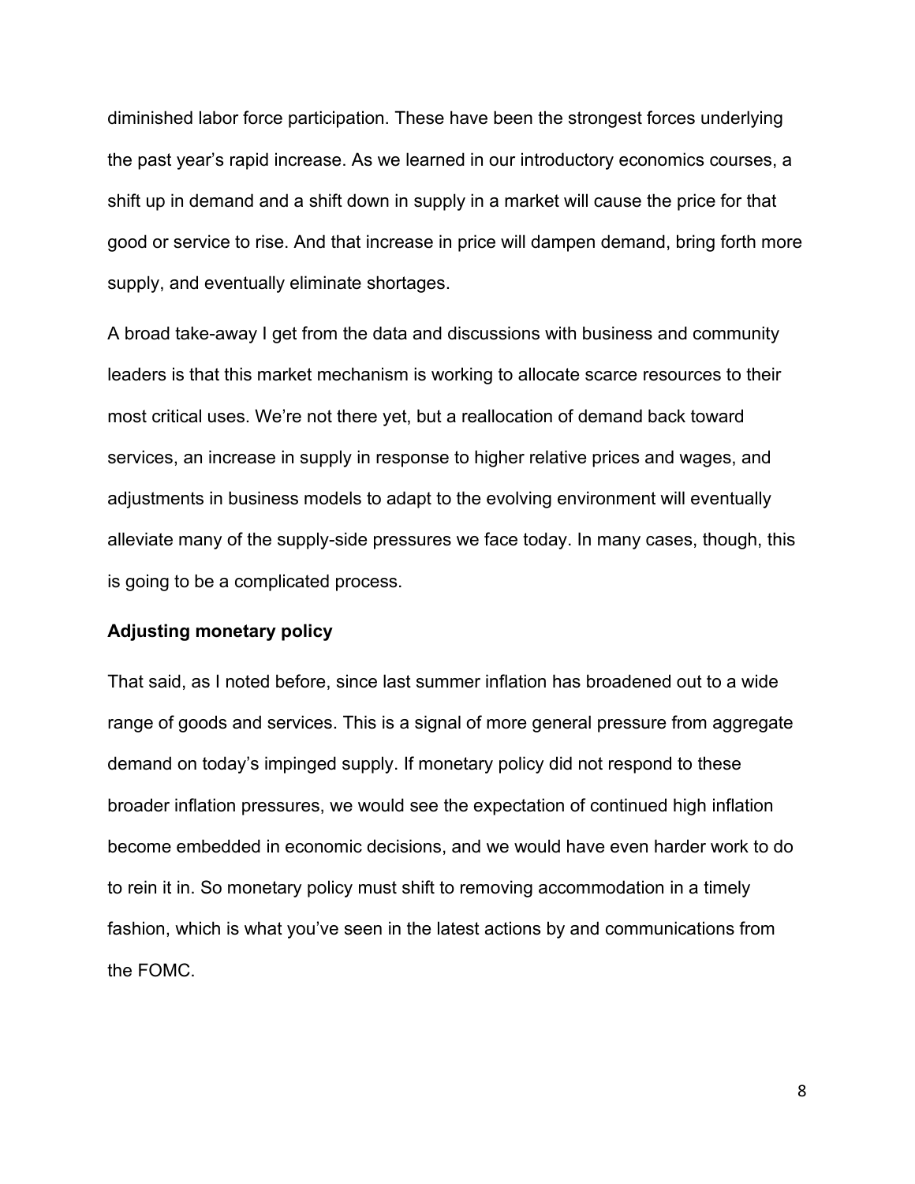diminished labor force participation. These have been the strongest forces underlying the past year's rapid increase. As we learned in our introductory economics courses, a shift up in demand and a shift down in supply in a market will cause the price for that good or service to rise. And that increase in price will dampen demand, bring forth more supply, and eventually eliminate shortages.

A broad take-away I get from the data and discussions with business and community leaders is that this market mechanism is working to allocate scarce resources to their most critical uses. We're not there yet, but a reallocation of demand back toward services, an increase in supply in response to higher relative prices and wages, and adjustments in business models to adapt to the evolving environment will eventually alleviate many of the supply-side pressures we face today. In many cases, though, this is going to be a complicated process.

**Adjusting monetary policy**

That said, as I noted before, since last summer inflation has broadened out to a wide range of goods and services. This is a signal of more general pressure from aggregate demand on today's impinged supply. If monetary policy did not respond to these broader inflation pressures, we would see the expectation of continued high inflation become embedded in economic decisions, and we would have even harder work to do to rein it in. So monetary policy must shift to removing accommodation in a timely fashion, which is what you've seen in the latest actions by and communications from the FOMC.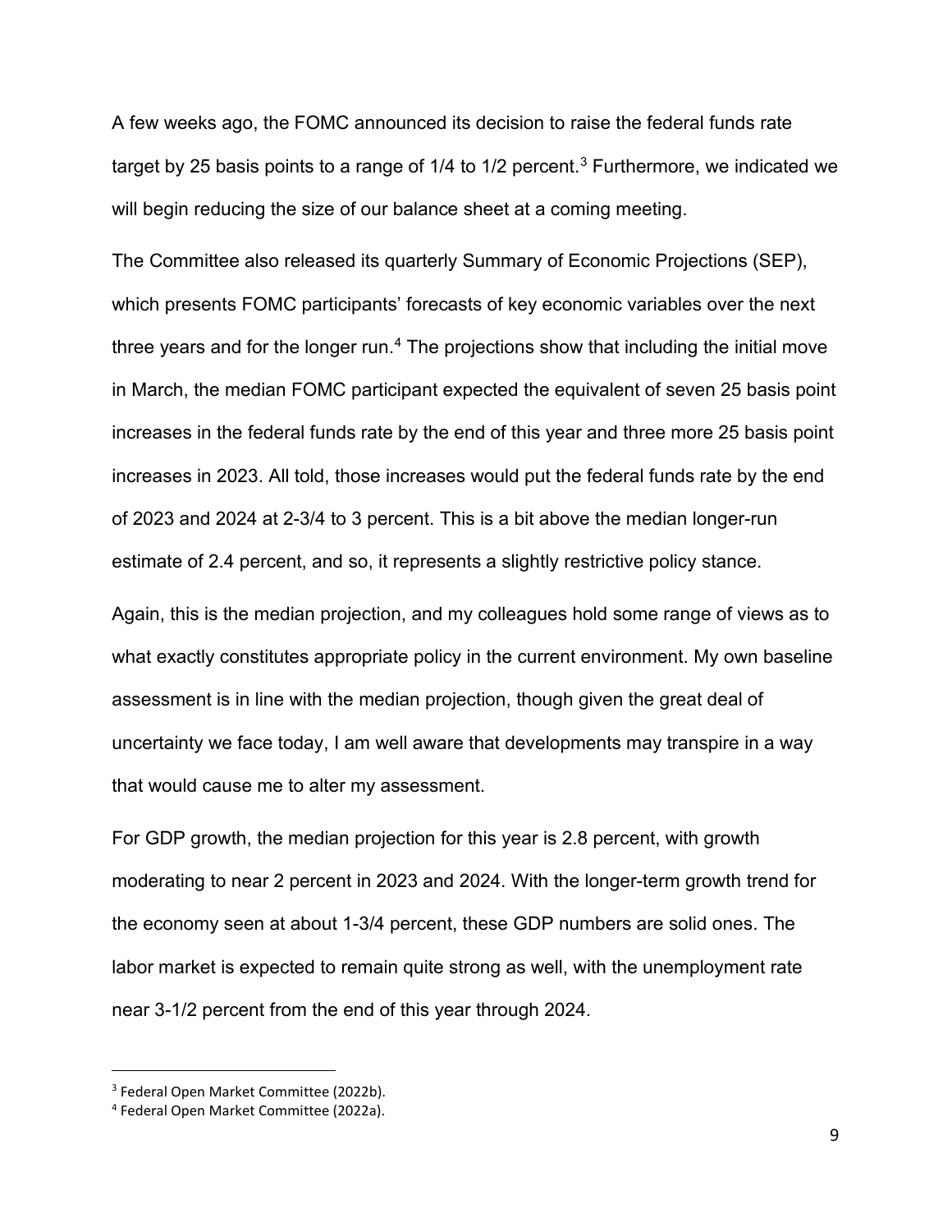A few weeks ago, the FOMC announced its decision to raise the federal funds rate target by 25 basis points to a range of 1/4 to 1/2 percent.[3] Furthermore, we indicated we will begin reducing the size of our balance sheet at a coming meeting.

The Committee also released its quarterly Summary of Economic Projections (SEP), which presents FOMC participants' forecasts of key economic variables over the next three years and for the longer run.[4] The projections show that including the initial move in March, the median FOMC participant expected the equivalent of seven 25 basis point increases in the federal funds rate by the end of this year and three more 25 basis point increases in 2023. All told, those increases would put the federal funds rate by the end of 2023 and 2024 at 2-3/4 to 3 percent. This is a bit above the median longer-run estimate of 2.4 percent, and so, it represents a slightly restrictive policy stance.

Again, this is the median projection, and my colleagues hold some range of views as to what exactly constitutes appropriate policy in the current environment. My own baseline assessment is in line with the median projection, though given the great deal of uncertainty we face today, I am well aware that developments may transpire in a way that would cause me to alter my assessment.

For GDP growth, the median projection for this year is 2.8 percent, with growth moderating to near 2 percent in 2023 and 2024. With the longer-term growth trend for the economy seen at about 1-3/4 percent, these GDP numbers are solid ones. The labor market is expected to remain quite strong as well, with the unemployment rate near 3-1/2 percent from the end of this year through 2024.

---

[3] Federal Open Market Committee (2022b).

[4] Federal Open Market Committee (2022a).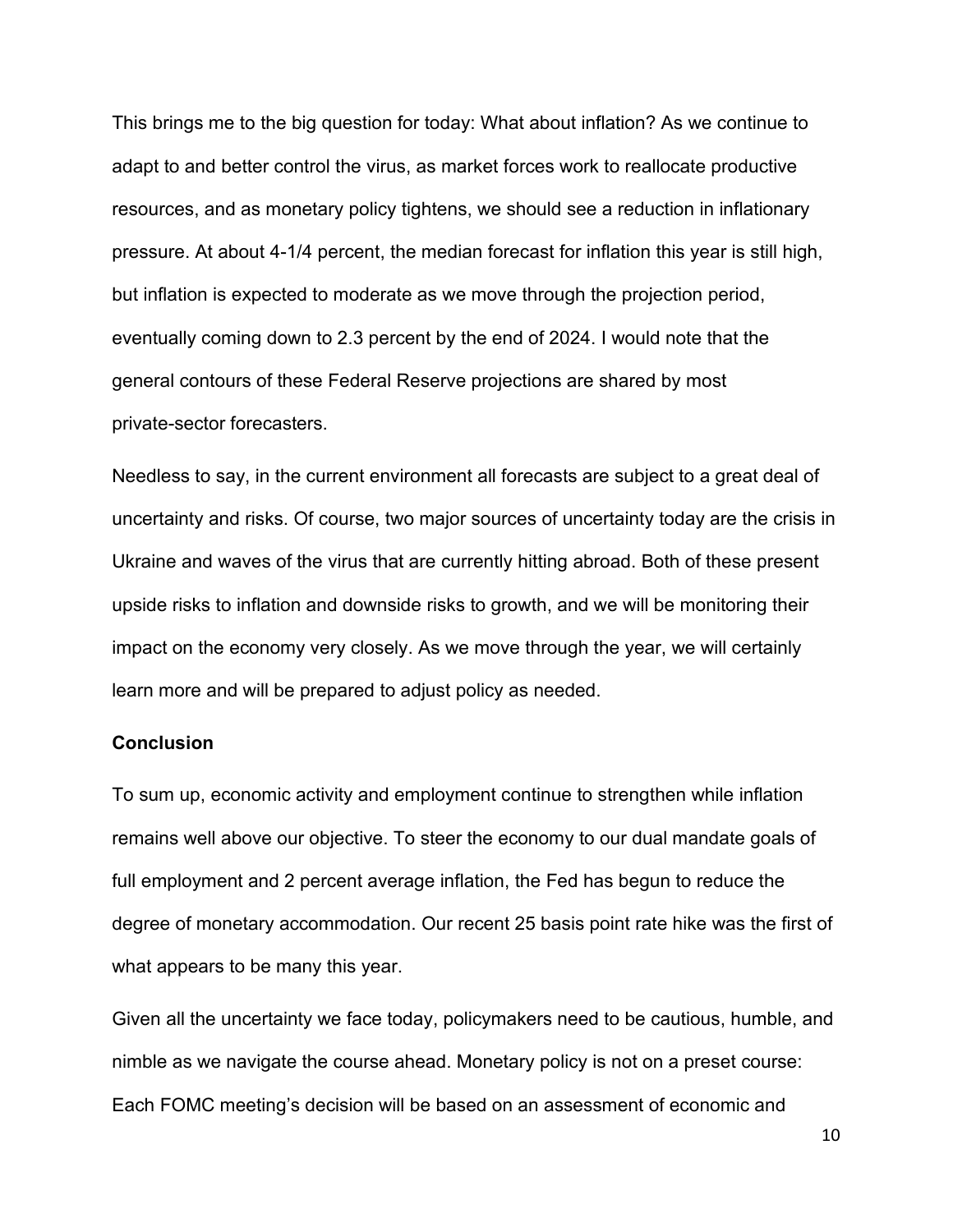This brings me to the big question for today: What about inflation? As we continue to adapt to and better control the virus, as market forces work to reallocate productive resources, and as monetary policy tightens, we should see a reduction in inflationary pressure. At about 4-1/4 percent, the median forecast for inflation this year is still high, but inflation is expected to moderate as we move through the projection period, eventually coming down to 2.3 percent by the end of 2024. I would note that the general contours of these Federal Reserve projections are shared by most private-sector forecasters.

Needless to say, in the current environment all forecasts are subject to a great deal of uncertainty and risks. Of course, two major sources of uncertainty today are the crisis in Ukraine and waves of the virus that are currently hitting abroad. Both of these present upside risks to inflation and downside risks to growth, and we will be monitoring their impact on the economy very closely. As we move through the year, we will certainly learn more and will be prepared to adjust policy as needed.

**Conclusion**

To sum up, economic activity and employment continue to strengthen while inflation remains well above our objective. To steer the economy to our dual mandate goals of full employment and 2 percent average inflation, the Fed has begun to reduce the degree of monetary accommodation. Our recent 25 basis point rate hike was the first of what appears to be many this year.

Given all the uncertainty we face today, policymakers need to be cautious, humble, and nimble as we navigate the course ahead. Monetary policy is not on a preset course: Each FOMC meeting's decision will be based on an assessment of economic and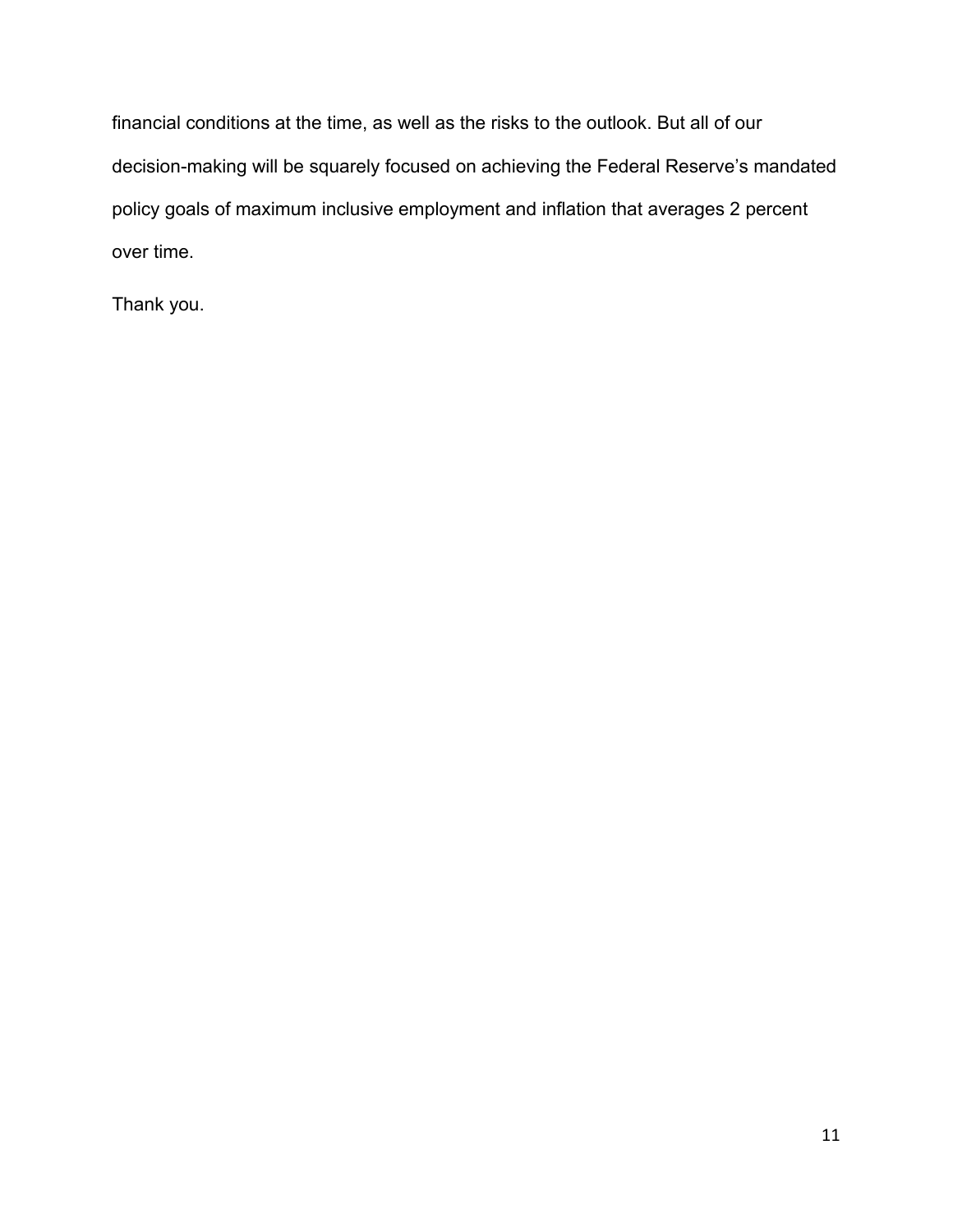financial conditions at the time, as well as the risks to the outlook. But all of our decision-making will be squarely focused on achieving the Federal Reserve's mandated policy goals of maximum inclusive employment and inflation that averages 2 percent over time.

Thank you.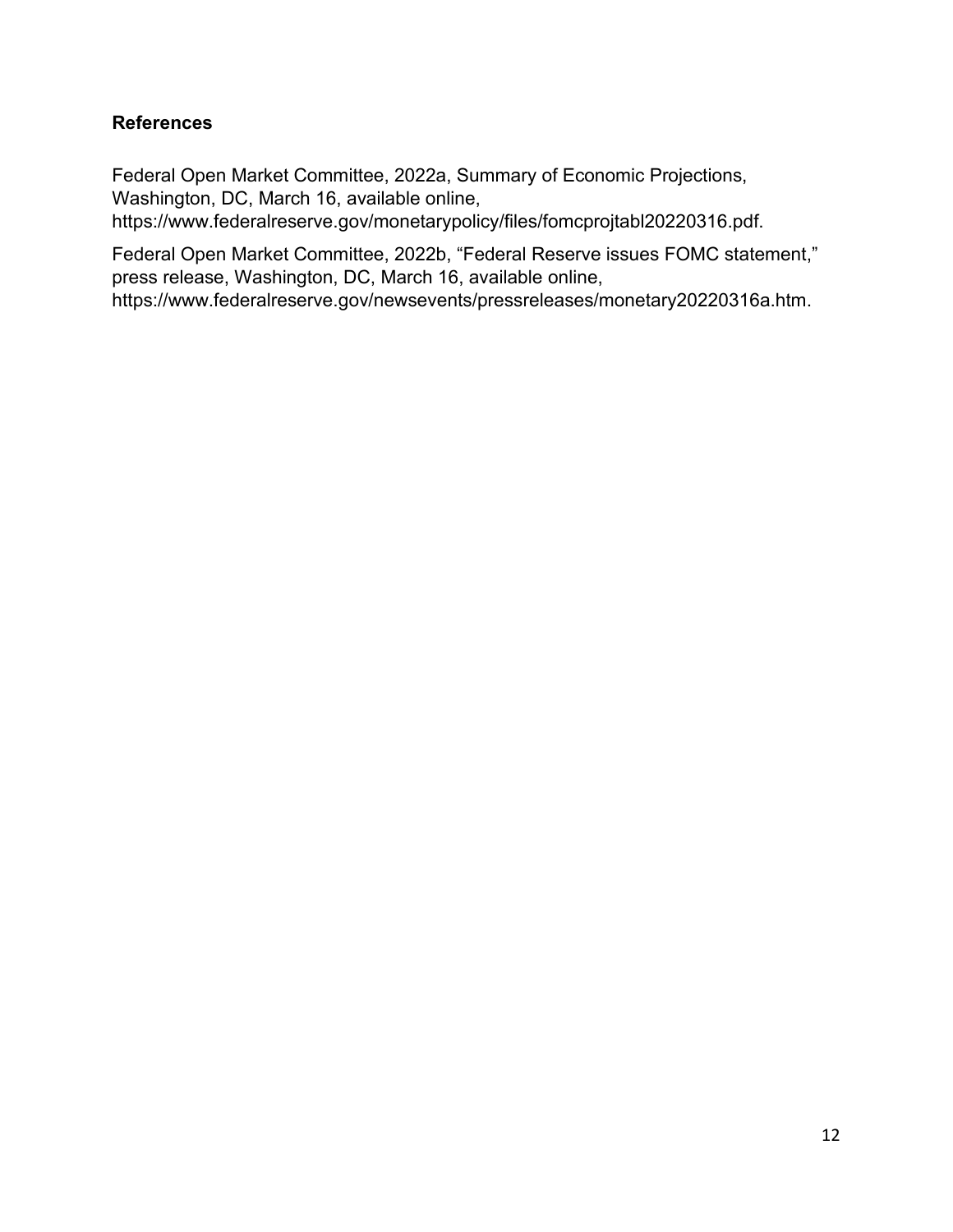## References

Federal Open Market Committee, 2022a, Summary of Economic Projections, Washington, DC, March 16, available online, https://www.federalreserve.gov/monetarypolicy/files/fomcprojtabl20220316.pdf.

Federal Open Market Committee, 2022b, "Federal Reserve issues FOMC statement," press release, Washington, DC, March 16, available online, https://www.federalreserve.gov/newsevents/pressreleases/monetary20220316a.htm.